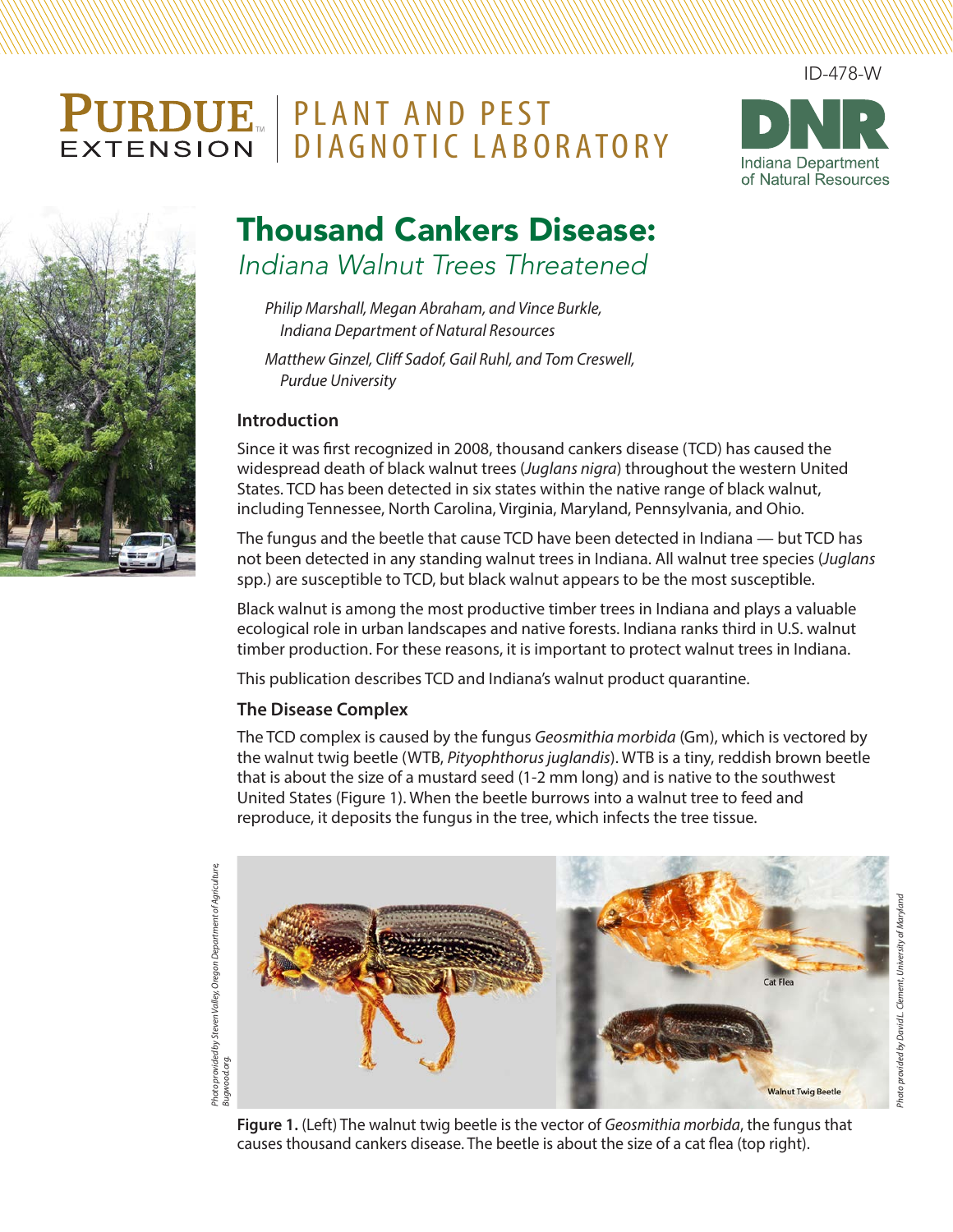ID-478-W

PURDUE EXTENSION | PLANT AND PEST DIAGNOSTIC LABORATORY

DNR Indiana Department of Natural Resources

# Thousand Cankers Disease:
## *Indiana Walnut Trees Threatened*

*Philip Marshall, Megan Abraham, and Vince Burkle, Indiana Department of Natural Resources*

*Matthew Ginzel, Cliff Sadof, Gail Ruhl, and Tom Creswell, Purdue University*

### Introduction

Since it was first recognized in 2008, thousand cankers disease (TCD) has caused the widespread death of black walnut trees (*Juglans nigra*) throughout the western United States. TCD has been detected in six states within the native range of black walnut, including Tennessee, North Carolina, Virginia, Maryland, Pennsylvania, and Ohio.

The fungus and the beetle that cause TCD have been detected in Indiana — but TCD has not been detected in any standing walnut trees in Indiana. All walnut tree species (*Juglans* spp.) are susceptible to TCD, but black walnut appears to be the most susceptible.

Black walnut is among the most productive timber trees in Indiana and plays a valuable ecological role in urban landscapes and native forests. Indiana ranks third in U.S. walnut timber production. For these reasons, it is important to protect walnut trees in Indiana.

This publication describes TCD and Indiana's walnut product quarantine.

### The Disease Complex

The TCD complex is caused by the fungus *Geosmithia morbida* (Gm), which is vectored by the walnut twig beetle (WTB, *Pityophthorus juglandis*). WTB is a tiny, reddish brown beetle that is about the size of a mustard seed (1-2 mm long) and is native to the southwest United States (Figure 1). When the beetle burrows into a walnut tree to feed and reproduce, it deposits the fungus in the tree, which infects the tree tissue.

*Photo provided by Steven Valley, Oregon Department of Agriculture, Bugwood.org*

Cat Flea

Walnut Twig Beetle

*Photo provided by David L. Clement, University of Maryland*

**Figure 1.** (Left) The walnut twig beetle is the vector of *Geosmithia morbida*, the fungus that causes thousand cankers disease. The beetle is about the size of a cat flea (top right).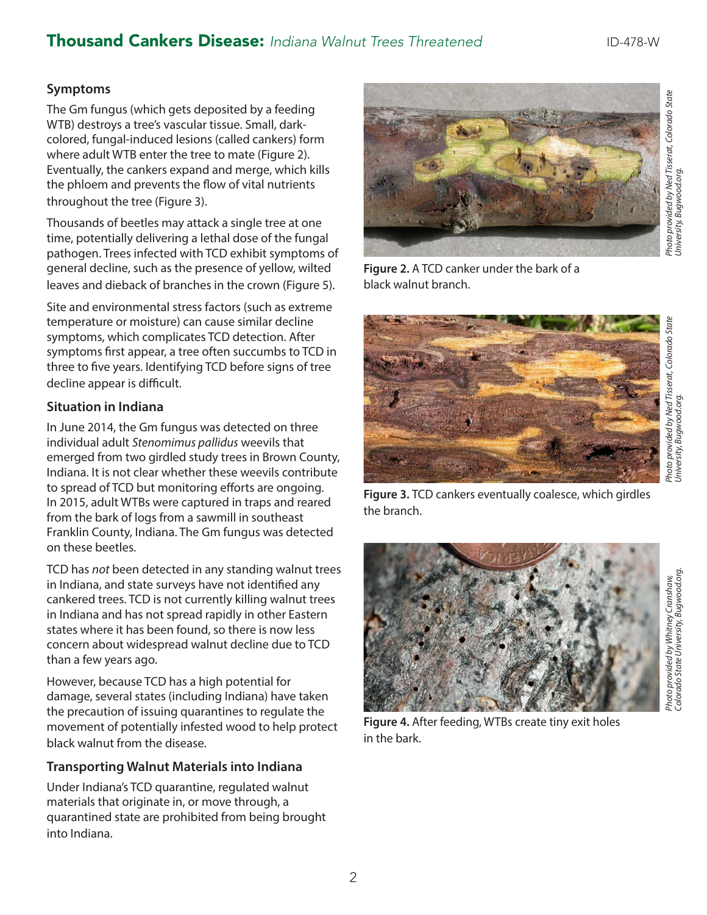## Symptoms

The Gm fungus (which gets deposited by a feeding WTB) destroys a tree's vascular tissue. Small, dark-colored, fungal-induced lesions (called cankers) form where adult WTB enter the tree to mate (Figure 2). Eventually, the cankers expand and merge, which kills the phloem and prevents the flow of vital nutrients throughout the tree (Figure 3).

Thousands of beetles may attack a single tree at one time, potentially delivering a lethal dose of the fungal pathogen. Trees infected with TCD exhibit symptoms of general decline, such as the presence of yellow, wilted leaves and dieback of branches in the crown (Figure 5).

Site and environmental stress factors (such as extreme temperature or moisture) can cause similar decline symptoms, which complicates TCD detection. After symptoms first appear, a tree often succumbs to TCD in three to five years. Identifying TCD before signs of tree decline appear is difficult.

## Situation in Indiana

In June 2014, the Gm fungus was detected on three individual adult *Stenomimus pallidus* weevils that emerged from two girdled study trees in Brown County, Indiana. It is not clear whether these weevils contribute to spread of TCD but monitoring efforts are ongoing. In 2015, adult WTBs were captured in traps and reared from the bark of logs from a sawmill in southeast Franklin County, Indiana. The Gm fungus was detected on these beetles.

TCD has *not* been detected in any standing walnut trees in Indiana, and state surveys have not identified any cankered trees. TCD is not currently killing walnut trees in Indiana and has not spread rapidly in other Eastern states where it has been found, so there is now less concern about widespread walnut decline due to TCD than a few years ago.

However, because TCD has a high potential for damage, several states (including Indiana) have taken the precaution of issuing quarantines to regulate the movement of potentially infested wood to help protect black walnut from the disease.

## Transporting Walnut Materials into Indiana

Under Indiana's TCD quarantine, regulated walnut materials that originate in, or move through, a quarantined state are prohibited from being brought into Indiana.

*Photo provided by Ned Tisserat, Colorado State University, Bugwood.org.*

**Figure 2.** A TCD canker under the bark of a black walnut branch.

*Photo provided by Ned Tisserat, Colorado State University, Bugwood.org.*

**Figure 3.** TCD cankers eventually coalesce, which girdles the branch.

*Photo provided by Whitney Cranshaw, Colorado State University, Bugwood.org.*

**Figure 4.** After feeding, WTBs create tiny exit holes in the bark.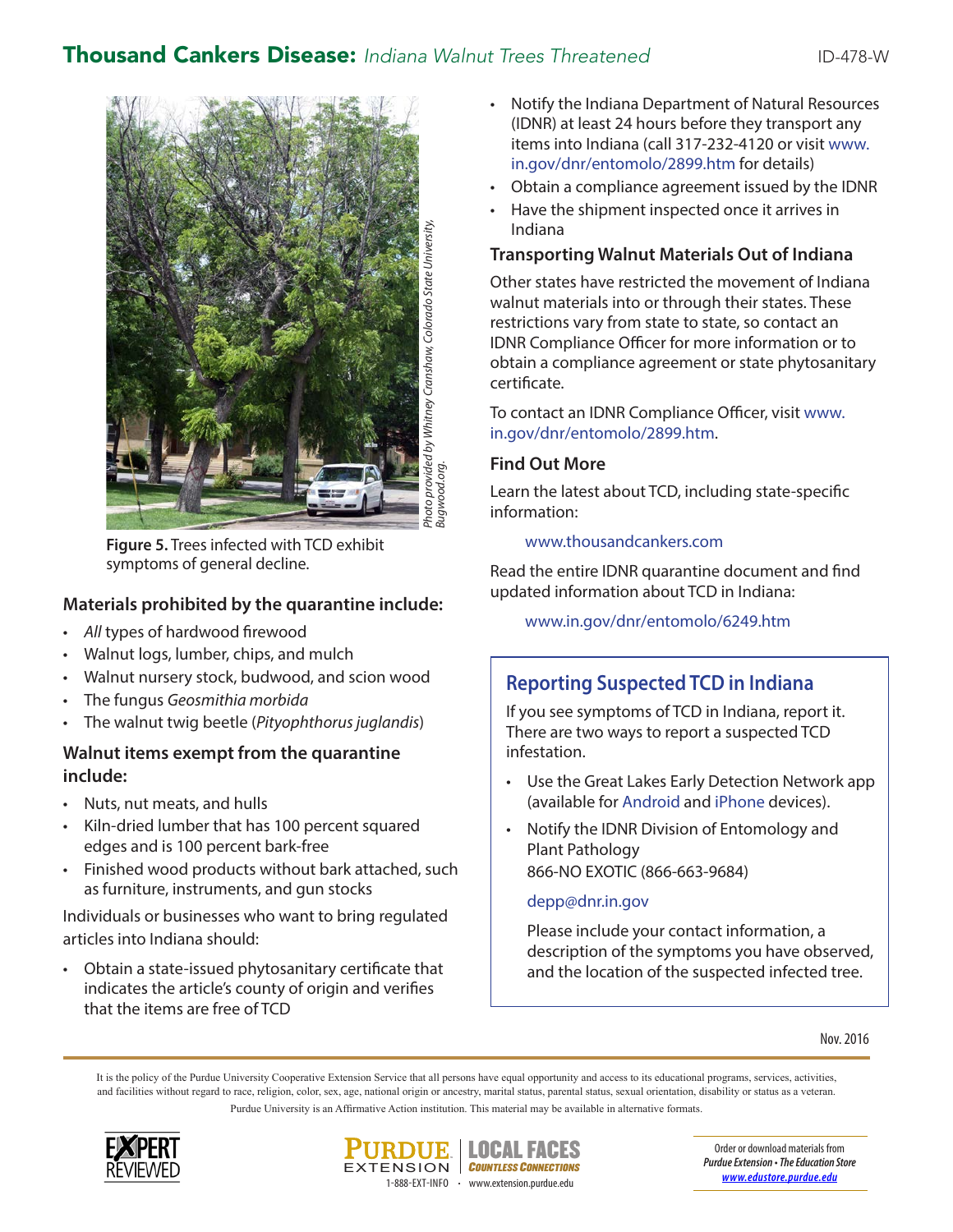Photo provided by Whitney Cranshaw, Colorado State University, Bugwood.org.

**Figure 5.** Trees infected with TCD exhibit symptoms of general decline.

### Materials prohibited by the quarantine include:

- *All* types of hardwood firewood
- Walnut logs, lumber, chips, and mulch
- Walnut nursery stock, budwood, and scion wood
- The fungus *Geosmithia morbida*
- The walnut twig beetle (*Pityophthorus juglandis*)

### Walnut items exempt from the quarantine include:

- Nuts, nut meats, and hulls
- Kiln-dried lumber that has 100 percent squared edges and is 100 percent bark-free
- Finished wood products without bark attached, such as furniture, instruments, and gun stocks

Individuals or businesses who want to bring regulated articles into Indiana should:

- Obtain a state-issued phytosanitary certificate that indicates the article's county of origin and verifies that the items are free of TCD
- Notify the Indiana Department of Natural Resources (IDNR) at least 24 hours before they transport any items into Indiana (call 317-232-4120 or visit www.in.gov/dnr/entomolo/2899.htm for details)
- Obtain a compliance agreement issued by the IDNR
- Have the shipment inspected once it arrives in Indiana

### Transporting Walnut Materials Out of Indiana

Other states have restricted the movement of Indiana walnut materials into or through their states. These restrictions vary from state to state, so contact an IDNR Compliance Officer for more information or to obtain a compliance agreement or state phytosanitary certificate.

To contact an IDNR Compliance Officer, visit www.in.gov/dnr/entomolo/2899.htm.

### Find Out More

Learn the latest about TCD, including state-specific information:

www.thousandcankers.com

Read the entire IDNR quarantine document and find updated information about TCD in Indiana:

www.in.gov/dnr/entomolo/6249.htm

## Reporting Suspected TCD in Indiana

If you see symptoms of TCD in Indiana, report it. There are two ways to report a suspected TCD infestation.

- Use the Great Lakes Early Detection Network app (available for Android and iPhone devices).
- Notify the IDNR Division of Entomology and Plant Pathology
  866-NO EXOTIC (866-663-9684)

  depp@dnr.in.gov

  Please include your contact information, a description of the symptoms you have observed, and the location of the suspected infected tree.

Nov. 2016

It is the policy of the Purdue University Cooperative Extension Service that all persons have equal opportunity and access to its educational programs, services, activities, and facilities without regard to race, religion, color, sex, age, national origin or ancestry, marital status, parental status, sexual orientation, disability or status as a veteran. Purdue University is an Affirmative Action institution. This material may be available in alternative formats.

EXPERT REVIEWED

PURDUE EXTENSION | LOCAL FACES COUNTLESS CONNECTIONS

1-888-EXT-INFO • www.extension.purdue.edu

Order or download materials from *Purdue Extension • The Education Store* www.edustore.purdue.edu